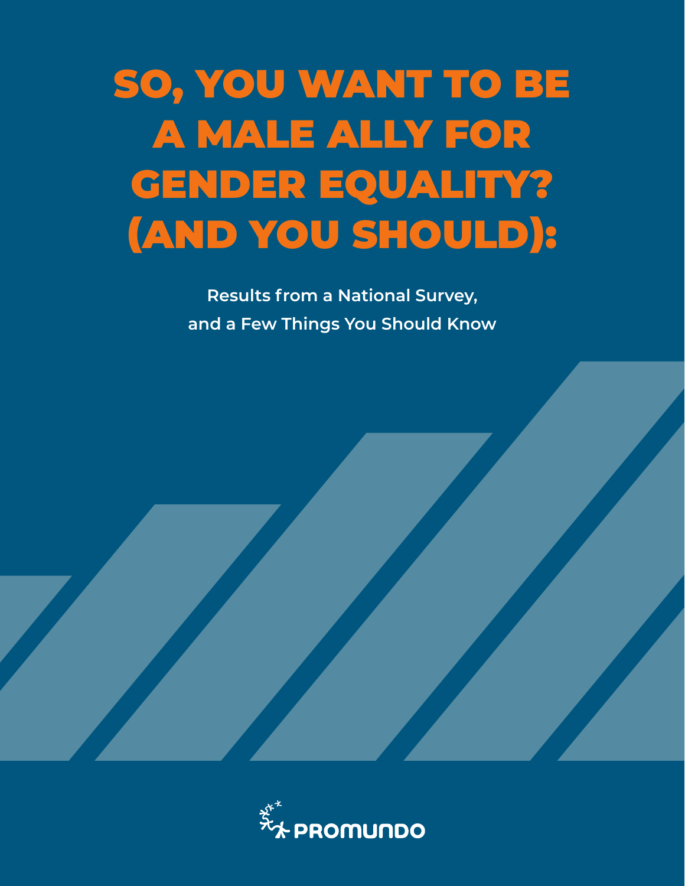# SO, YOU WANT TO BE A MALE ALLY FOR GENDER EQUALITY? (AND YOU SHOULD):

Results from a National Survey, and a Few Things You Should Know

PROMUNDO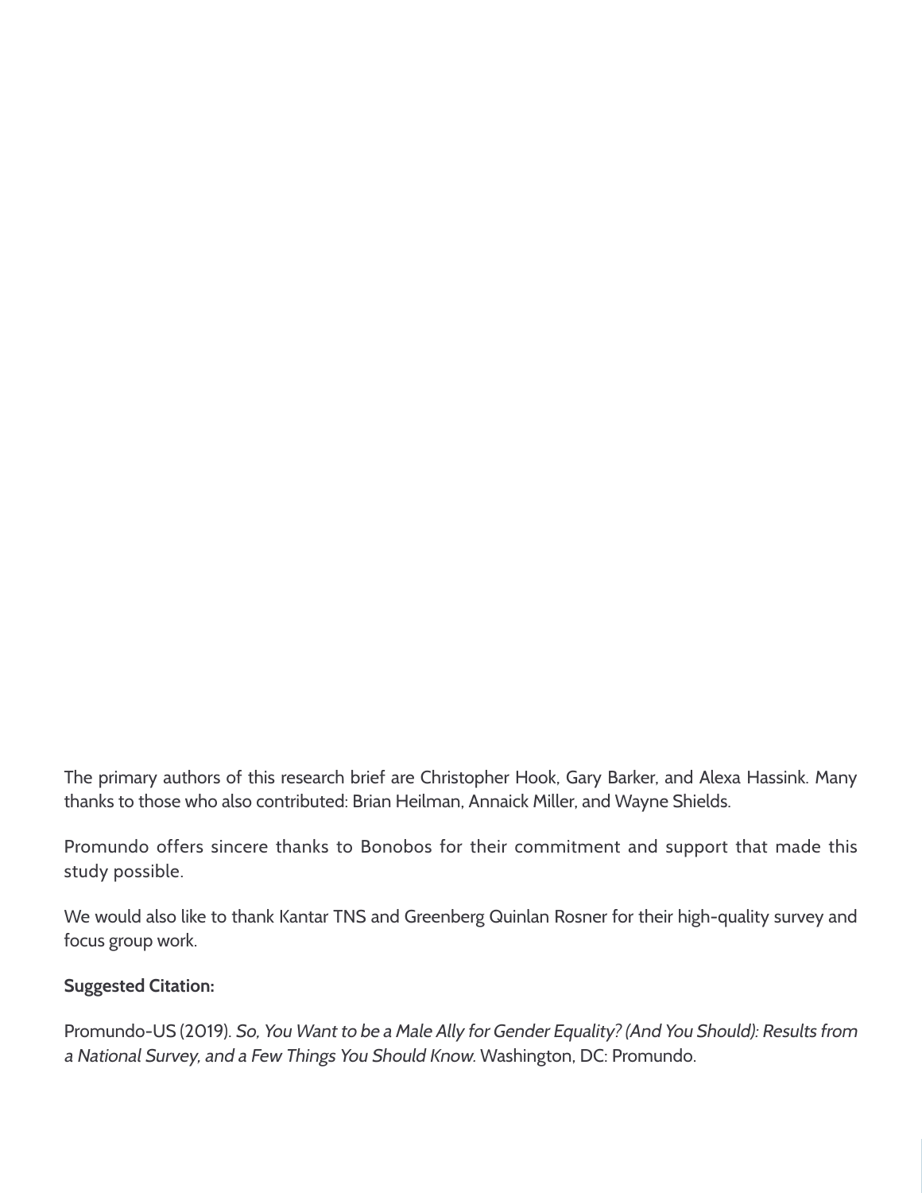The primary authors of this research brief are Christopher Hook, Gary Barker, and Alexa Hassink. Many thanks to those who also contributed: Brian Heilman, Annaick Miller, and Wayne Shields.

Promundo offers sincere thanks to Bonobos for their commitment and support that made this study possible.

We would also like to thank Kantar TNS and Greenberg Quinlan Rosner for their high-quality survey and focus group work.

**Suggested Citation:**

Promundo-US (2019). *So, You Want to be a Male Ally for Gender Equality? (And You Should): Results from a National Survey, and a Few Things You Should Know.* Washington, DC: Promundo.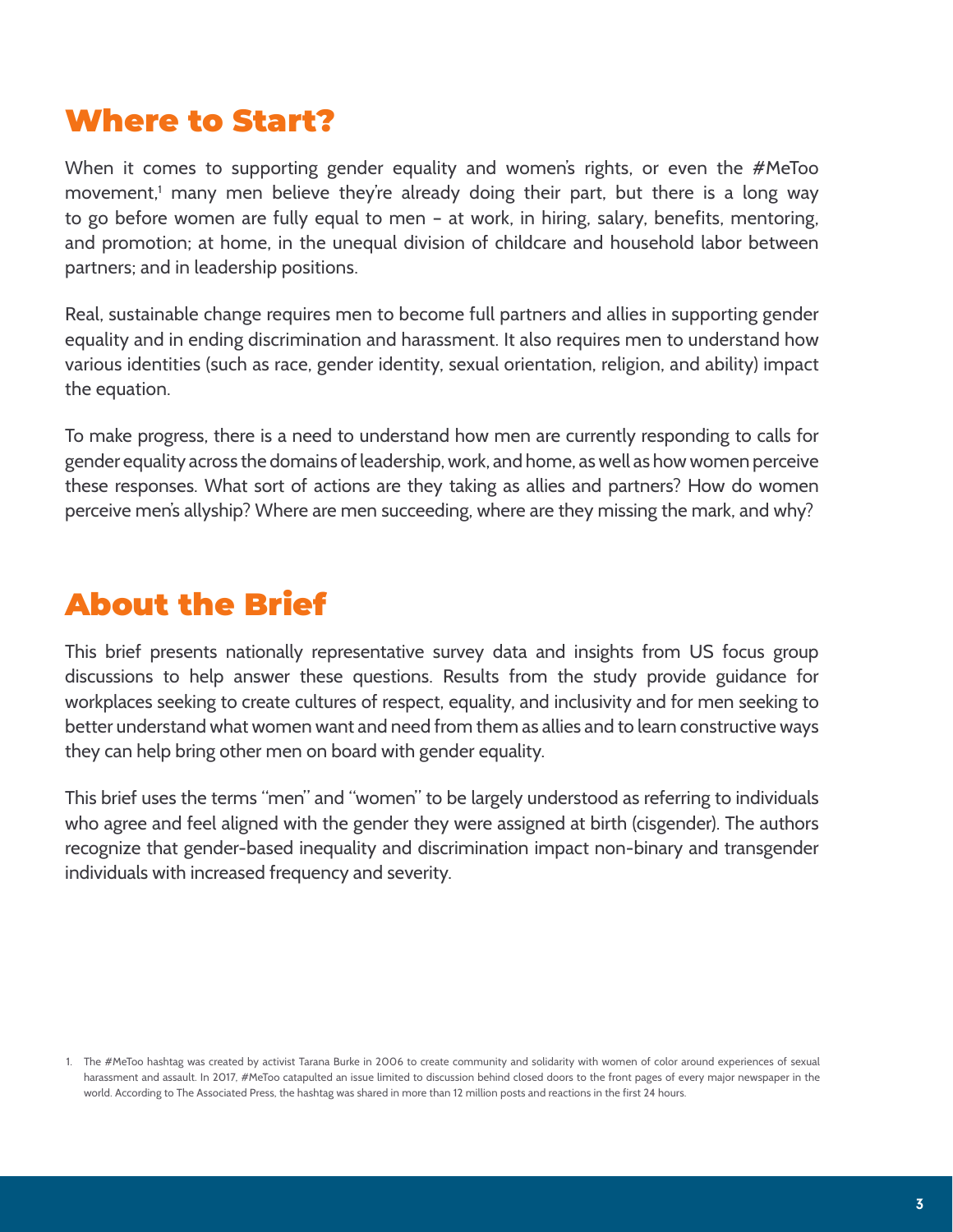## Where to Start?

When it comes to supporting gender equality and women's rights, or even the #MeToo movement,[1] many men believe they're already doing their part, but there is a long way to go before women are fully equal to men – at work, in hiring, salary, benefits, mentoring, and promotion; at home, in the unequal division of childcare and household labor between partners; and in leadership positions.

Real, sustainable change requires men to become full partners and allies in supporting gender equality and in ending discrimination and harassment. It also requires men to understand how various identities (such as race, gender identity, sexual orientation, religion, and ability) impact the equation.

To make progress, there is a need to understand how men are currently responding to calls for gender equality across the domains of leadership, work, and home, as well as how women perceive these responses. What sort of actions are they taking as allies and partners? How do women perceive men's allyship? Where are men succeeding, where are they missing the mark, and why?

## About the Brief

This brief presents nationally representative survey data and insights from US focus group discussions to help answer these questions. Results from the study provide guidance for workplaces seeking to create cultures of respect, equality, and inclusivity and for men seeking to better understand what women want and need from them as allies and to learn constructive ways they can help bring other men on board with gender equality.

This brief uses the terms "men" and "women" to be largely understood as referring to individuals who agree and feel aligned with the gender they were assigned at birth (cisgender). The authors recognize that gender-based inequality and discrimination impact non-binary and transgender individuals with increased frequency and severity.

1. The #MeToo hashtag was created by activist Tarana Burke in 2006 to create community and solidarity with women of color around experiences of sexual harassment and assault. In 2017, #MeToo catapulted an issue limited to discussion behind closed doors to the front pages of every major newspaper in the world. According to The Associated Press, the hashtag was shared in more than 12 million posts and reactions in the first 24 hours.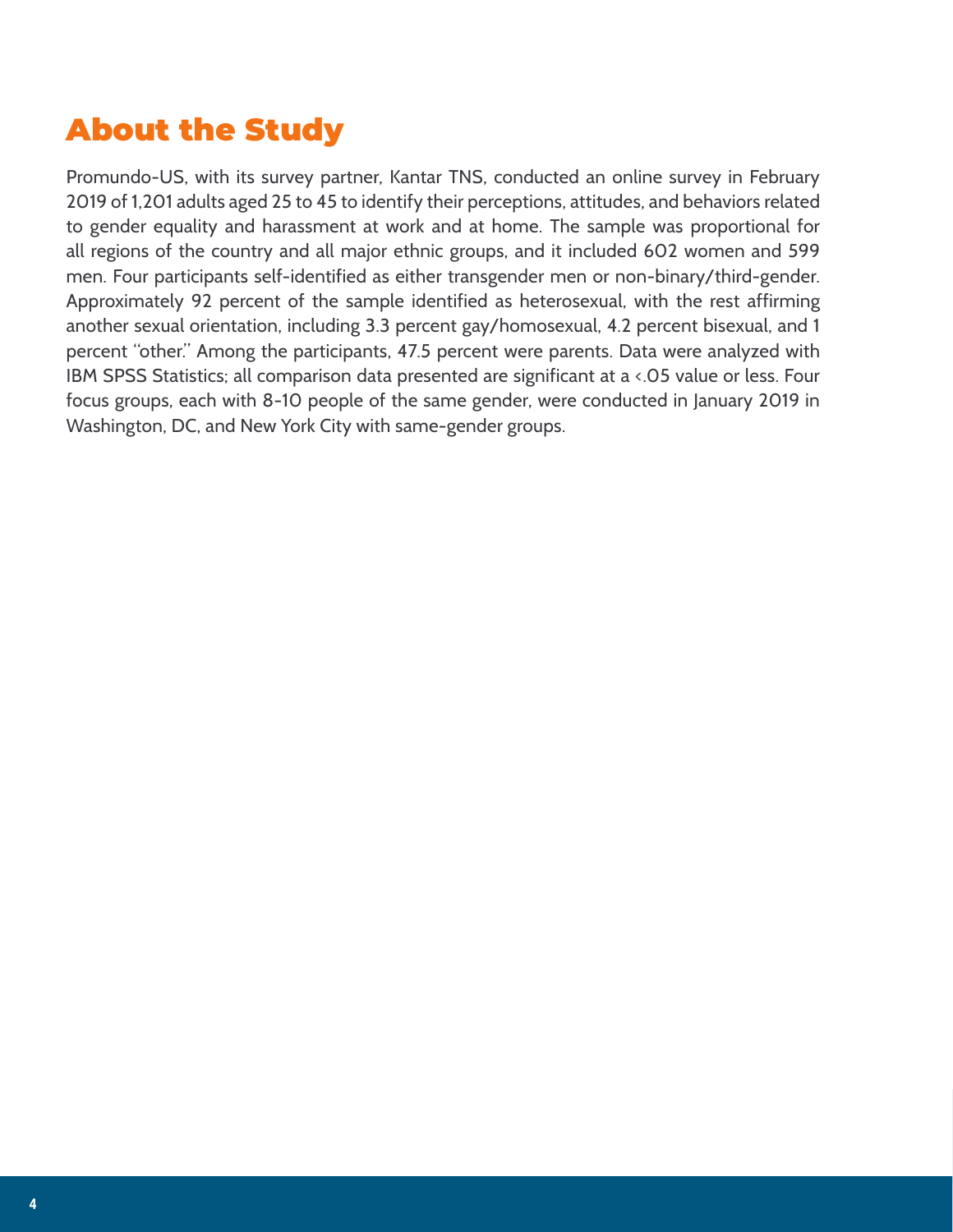# About the Study

Promundo-US, with its survey partner, Kantar TNS, conducted an online survey in February 2019 of 1,201 adults aged 25 to 45 to identify their perceptions, attitudes, and behaviors related to gender equality and harassment at work and at home. The sample was proportional for all regions of the country and all major ethnic groups, and it included 602 women and 599 men. Four participants self-identified as either transgender men or non-binary/third-gender. Approximately 92 percent of the sample identified as heterosexual, with the rest affirming another sexual orientation, including 3.3 percent gay/homosexual, 4.2 percent bisexual, and 1 percent "other." Among the participants, 47.5 percent were parents. Data were analyzed with IBM SPSS Statistics; all comparison data presented are significant at a <.05 value or less. Four focus groups, each with 8-10 people of the same gender, were conducted in January 2019 in Washington, DC, and New York City with same-gender groups.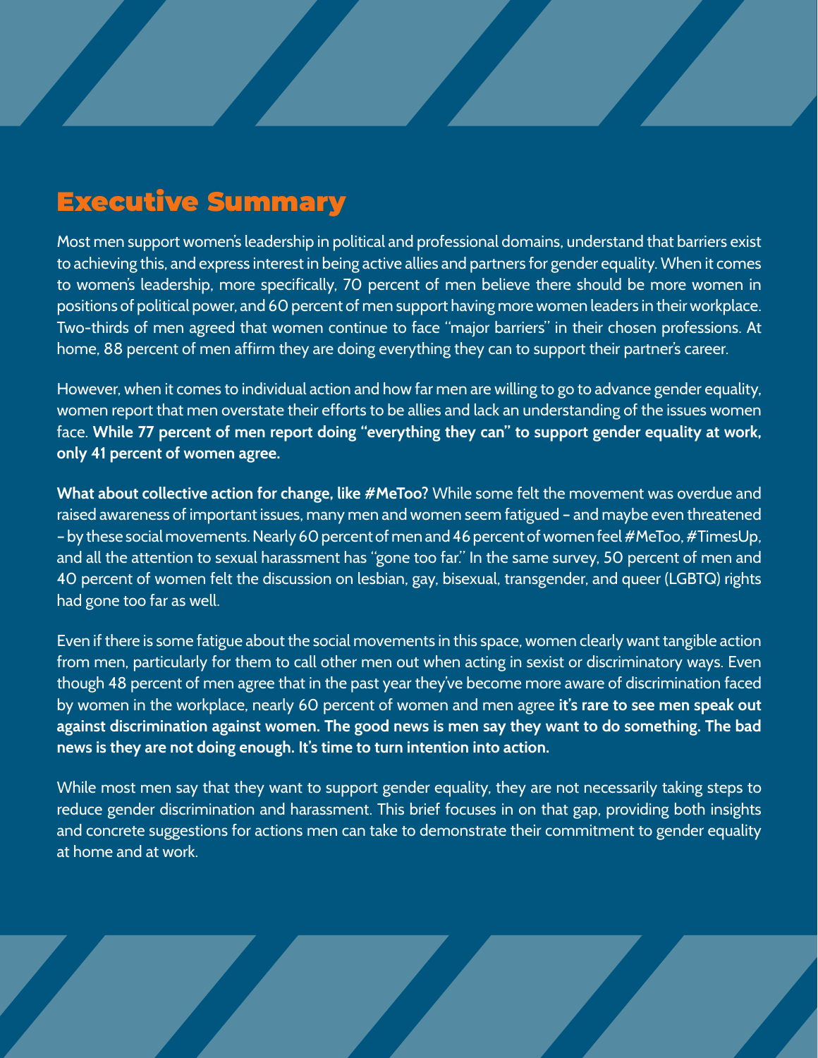## Executive Summary

Most men support women's leadership in political and professional domains, understand that barriers exist to achieving this, and express interest in being active allies and partners for gender equality. When it comes to women's leadership, more specifically, 70 percent of men believe there should be more women in positions of political power, and 60 percent of men support having more women leaders in their workplace. Two-thirds of men agreed that women continue to face "major barriers" in their chosen professions. At home, 88 percent of men affirm they are doing everything they can to support their partner's career.

However, when it comes to individual action and how far men are willing to go to advance gender equality, women report that men overstate their efforts to be allies and lack an understanding of the issues women face. **While 77 percent of men report doing "everything they can" to support gender equality at work, only 41 percent of women agree.**

**What about collective action for change, like #MeToo?** While some felt the movement was overdue and raised awareness of important issues, many men and women seem fatigued – and maybe even threatened – by these social movements. Nearly 60 percent of men and 46 percent of women feel #MeToo, #TimesUp, and all the attention to sexual harassment has "gone too far." In the same survey, 50 percent of men and 40 percent of women felt the discussion on lesbian, gay, bisexual, transgender, and queer (LGBTQ) rights had gone too far as well.

Even if there is some fatigue about the social movements in this space, women clearly want tangible action from men, particularly for them to call other men out when acting in sexist or discriminatory ways. Even though 48 percent of men agree that in the past year they've become more aware of discrimination faced by women in the workplace, nearly 60 percent of women and men agree **it's rare to see men speak out against discrimination against women. The good news is men say they want to do something. The bad news is they are not doing enough. It's time to turn intention into action.**

While most men say that they want to support gender equality, they are not necessarily taking steps to reduce gender discrimination and harassment. This brief focuses in on that gap, providing both insights and concrete suggestions for actions men can take to demonstrate their commitment to gender equality at home and at work.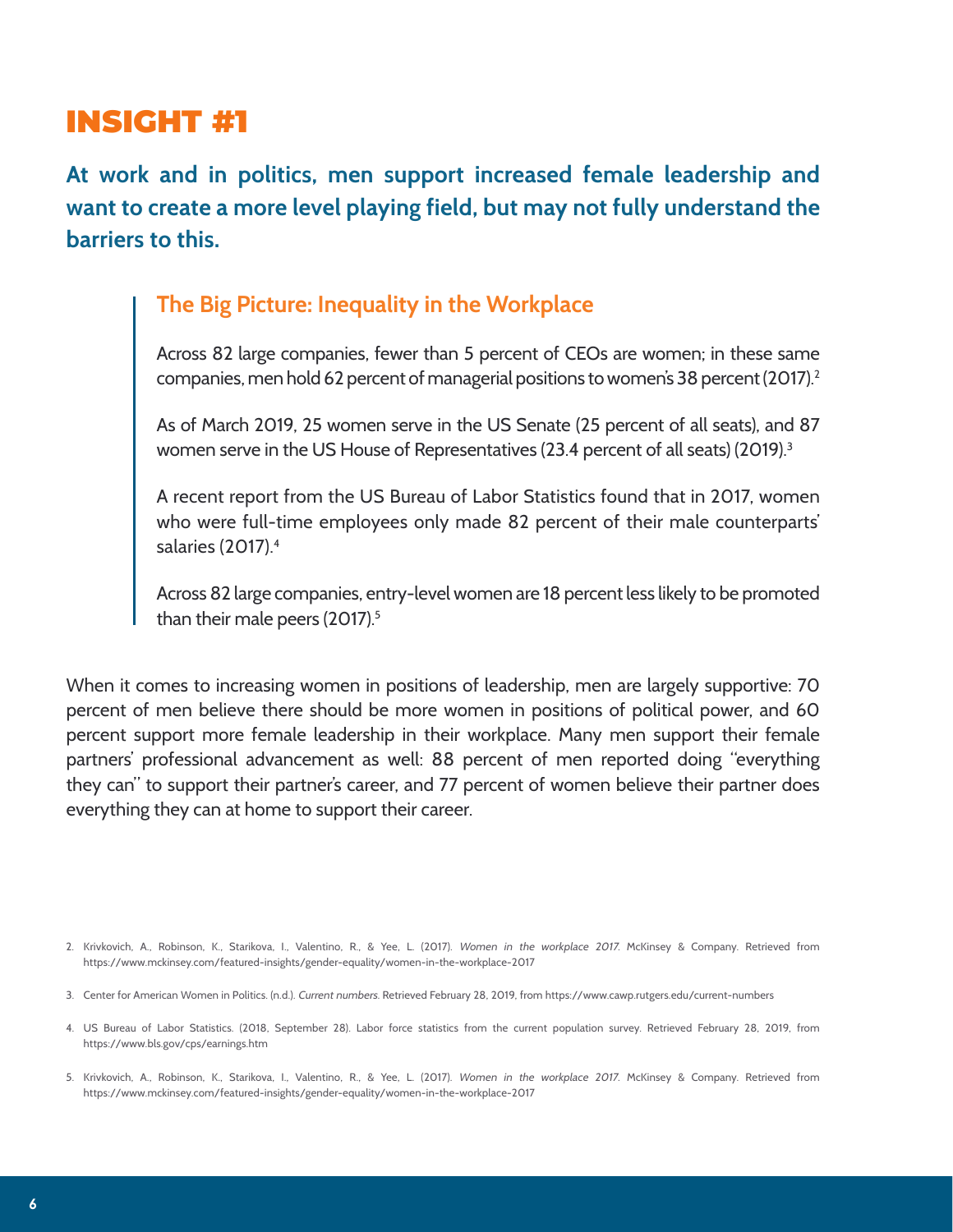# INSIGHT #1

**At work and in politics, men support increased female leadership and want to create a more level playing field, but may not fully understand the barriers to this.**

> ### The Big Picture: Inequality in the Workplace
>
> Across 82 large companies, fewer than 5 percent of CEOs are women; in these same companies, men hold 62 percent of managerial positions to women's 38 percent (2017).[2]
>
> As of March 2019, 25 women serve in the US Senate (25 percent of all seats), and 87 women serve in the US House of Representatives (23.4 percent of all seats) (2019).[3]
>
> A recent report from the US Bureau of Labor Statistics found that in 2017, women who were full-time employees only made 82 percent of their male counterparts' salaries (2017).[4]
>
> Across 82 large companies, entry-level women are 18 percent less likely to be promoted than their male peers (2017).[5]

When it comes to increasing women in positions of leadership, men are largely supportive: 70 percent of men believe there should be more women in positions of political power, and 60 percent support more female leadership in their workplace. Many men support their female partners' professional advancement as well: 88 percent of men reported doing "everything they can" to support their partner's career, and 77 percent of women believe their partner does everything they can at home to support their career.

2. Krivkovich, A., Robinson, K., Starikova, I., Valentino, R., & Yee, L. (2017). *Women in the workplace 2017.* McKinsey & Company. Retrieved from https://www.mckinsey.com/featured-insights/gender-equality/women-in-the-workplace-2017

3. Center for American Women in Politics. (n.d.). *Current numbers.* Retrieved February 28, 2019, from https://www.cawp.rutgers.edu/current-numbers

4. US Bureau of Labor Statistics. (2018, September 28). Labor force statistics from the current population survey. Retrieved February 28, 2019, from https://www.bls.gov/cps/earnings.htm

5. Krivkovich, A., Robinson, K., Starikova, I., Valentino, R., & Yee, L. (2017). *Women in the workplace 2017.* McKinsey & Company. Retrieved from https://www.mckinsey.com/featured-insights/gender-equality/women-in-the-workplace-2017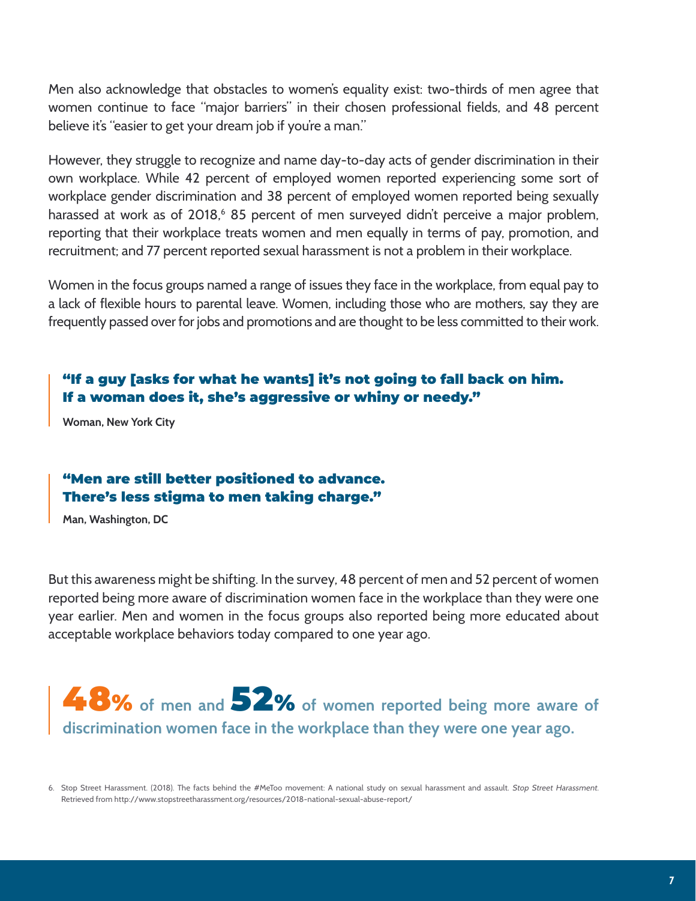Men also acknowledge that obstacles to women's equality exist: two-thirds of men agree that women continue to face "major barriers" in their chosen professional fields, and 48 percent believe it's "easier to get your dream job if you're a man."

However, they struggle to recognize and name day-to-day acts of gender discrimination in their own workplace. While 42 percent of employed women reported experiencing some sort of workplace gender discrimination and 38 percent of employed women reported being sexually harassed at work as of 2018,[6] 85 percent of men surveyed didn't perceive a major problem, reporting that their workplace treats women and men equally in terms of pay, promotion, and recruitment; and 77 percent reported sexual harassment is not a problem in their workplace.

Women in the focus groups named a range of issues they face in the workplace, from equal pay to a lack of flexible hours to parental leave. Women, including those who are mothers, say they are frequently passed over for jobs and promotions and are thought to be less committed to their work.

> **"If a guy [asks for what he wants] it's not going to fall back on him. If a woman does it, she's aggressive or whiny or needy."**
>
> **Woman, New York City**

> **"Men are still better positioned to advance. There's less stigma to men taking charge."**
>
> **Man, Washington, DC**

But this awareness might be shifting. In the survey, 48 percent of men and 52 percent of women reported being more aware of discrimination women face in the workplace than they were one year earlier. Men and women in the focus groups also reported being more educated about acceptable workplace behaviors today compared to one year ago.

> **48% of men and 52% of women reported being more aware of discrimination women face in the workplace than they were one year ago.**

6. Stop Street Harassment. (2018). The facts behind the #MeToo movement: A national study on sexual harassment and assault. *Stop Street Harassment*. Retrieved from http://www.stopstreetharassment.org/resources/2018-national-sexual-abuse-report/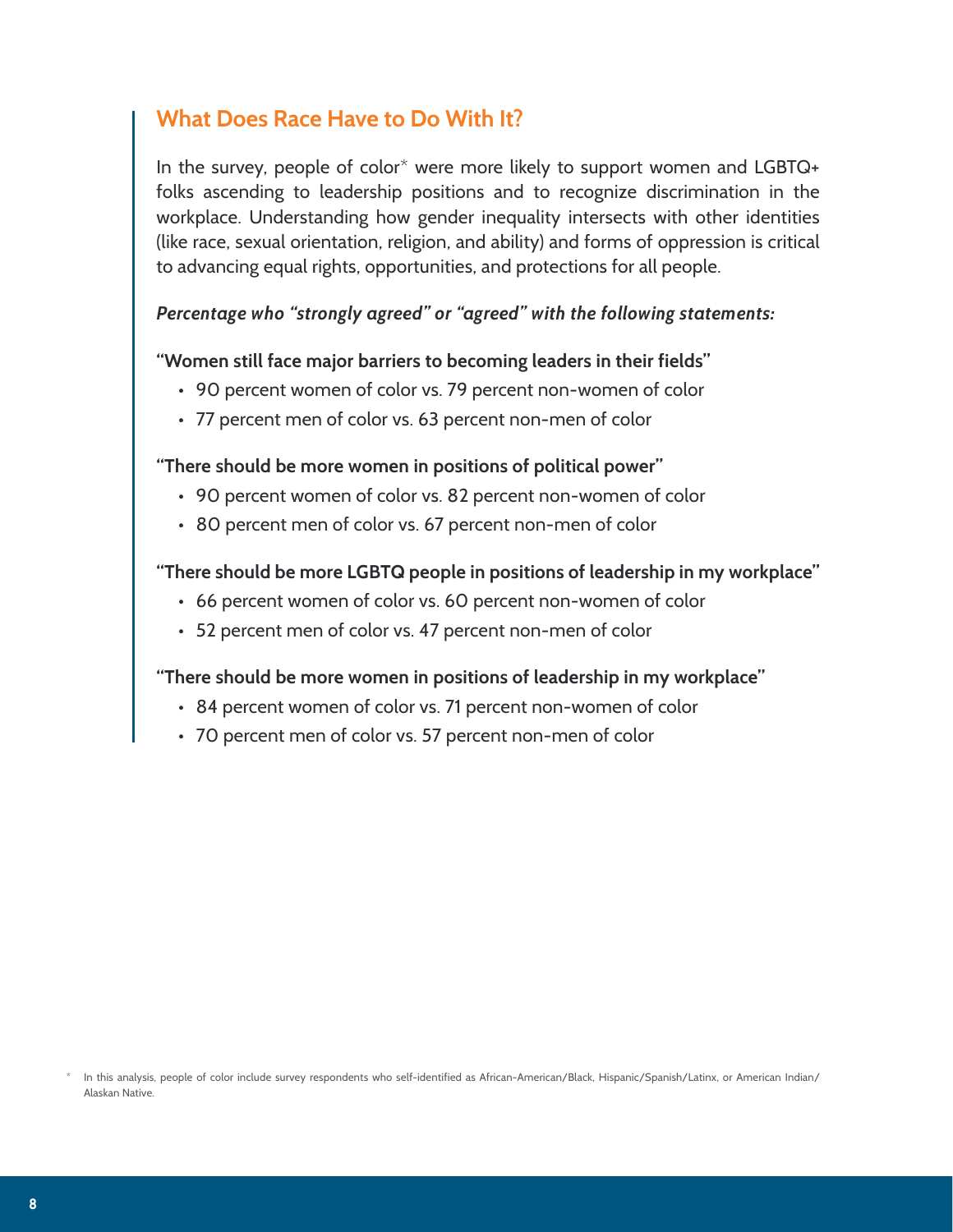## What Does Race Have to Do With It?

In the survey, people of color* were more likely to support women and LGBTQ+ folks ascending to leadership positions and to recognize discrimination in the workplace. Understanding how gender inequality intersects with other identities (like race, sexual orientation, religion, and ability) and forms of oppression is critical to advancing equal rights, opportunities, and protections for all people.

***Percentage who "strongly agreed" or "agreed" with the following statements:***

**"Women still face major barriers to becoming leaders in their fields"**

- 90 percent women of color vs. 79 percent non-women of color
- 77 percent men of color vs. 63 percent non-men of color

**"There should be more women in positions of political power"**

- 90 percent women of color vs. 82 percent non-women of color
- 80 percent men of color vs. 67 percent non-men of color

**"There should be more LGBTQ people in positions of leadership in my workplace"**

- 66 percent women of color vs. 60 percent non-women of color
- 52 percent men of color vs. 47 percent non-men of color

**"There should be more women in positions of leadership in my workplace"**

- 84 percent women of color vs. 71 percent non-women of color
- 70 percent men of color vs. 57 percent non-men of color

* In this analysis, people of color include survey respondents who self-identified as African-American/Black, Hispanic/Spanish/Latinx, or American Indian/Alaskan Native.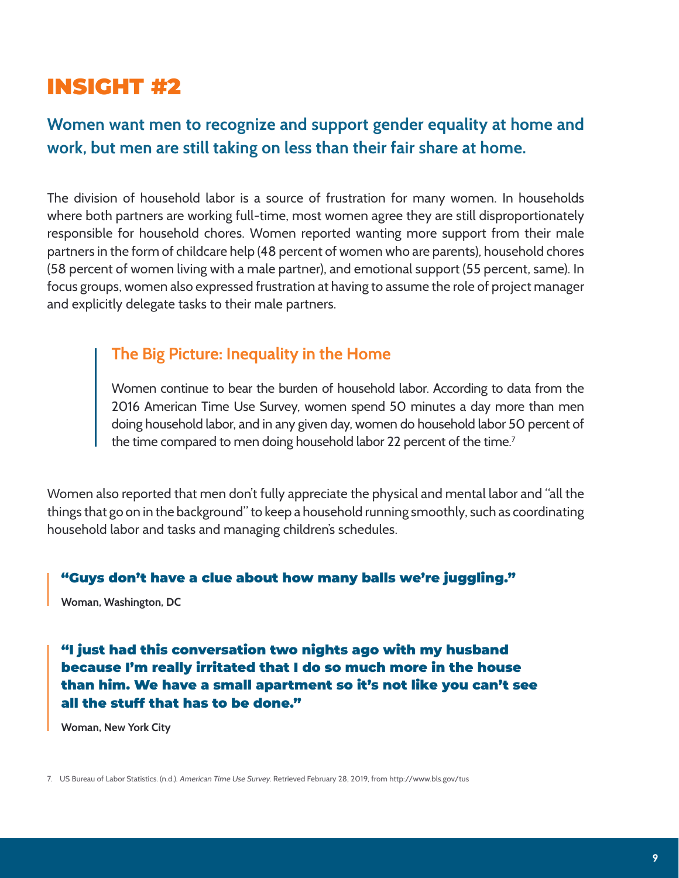# INSIGHT #2

## Women want men to recognize and support gender equality at home and work, but men are still taking on less than their fair share at home.

The division of household labor is a source of frustration for many women. In households where both partners are working full-time, most women agree they are still disproportionately responsible for household chores. Women reported wanting more support from their male partners in the form of childcare help (48 percent of women who are parents), household chores (58 percent of women living with a male partner), and emotional support (55 percent, same). In focus groups, women also expressed frustration at having to assume the role of project manager and explicitly delegate tasks to their male partners.

### The Big Picture: Inequality in the Home

Women continue to bear the burden of household labor. According to data from the 2016 American Time Use Survey, women spend 50 minutes a day more than men doing household labor, and in any given day, women do household labor 50 percent of the time compared to men doing household labor 22 percent of the time.[7]

Women also reported that men don't fully appreciate the physical and mental labor and "all the things that go on in the background" to keep a household running smoothly, such as coordinating household labor and tasks and managing children's schedules.

> **"Guys don't have a clue about how many balls we're juggling."**
>
> **Woman, Washington, DC**

> **"I just had this conversation two nights ago with my husband because I'm really irritated that I do so much more in the house than him. We have a small apartment so it's not like you can't see all the stuff that has to be done."**
>
> **Woman, New York City**

7. US Bureau of Labor Statistics. (n.d.). *American Time Use Survey*. Retrieved February 28, 2019, from http://www.bls.gov/tus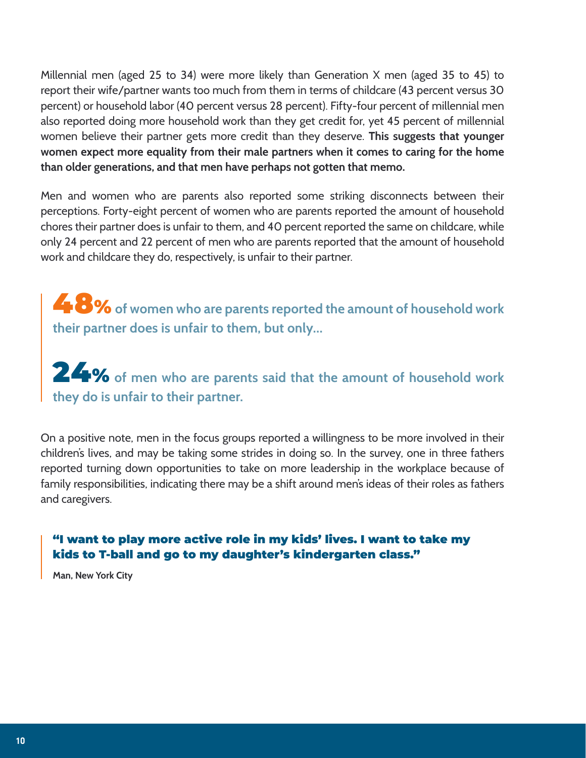Millennial men (aged 25 to 34) were more likely than Generation X men (aged 35 to 45) to report their wife/partner wants too much from them in terms of childcare (43 percent versus 30 percent) or household labor (40 percent versus 28 percent). Fifty-four percent of millennial men also reported doing more household work than they get credit for, yet 45 percent of millennial women believe their partner gets more credit than they deserve. **This suggests that younger women expect more equality from their male partners when it comes to caring for the home than older generations, and that men have perhaps not gotten that memo.**

Men and women who are parents also reported some striking disconnects between their perceptions. Forty-eight percent of women who are parents reported the amount of household chores their partner does is unfair to them, and 40 percent reported the same on childcare, while only 24 percent and 22 percent of men who are parents reported that the amount of household work and childcare they do, respectively, is unfair to their partner.

> **48%** **of women who are parents reported the amount of household work their partner does is unfair to them, but only...**
>
> **24%** **of men who are parents said that the amount of household work they do is unfair to their partner.**

On a positive note, men in the focus groups reported a willingness to be more involved in their children's lives, and may be taking some strides in doing so. In the survey, one in three fathers reported turning down opportunities to take on more leadership in the workplace because of family responsibilities, indicating there may be a shift around men's ideas of their roles as fathers and caregivers.

> **"I want to play more active role in my kids' lives. I want to take my kids to T-ball and go to my daughter's kindergarten class."**
>
> **Man, New York City**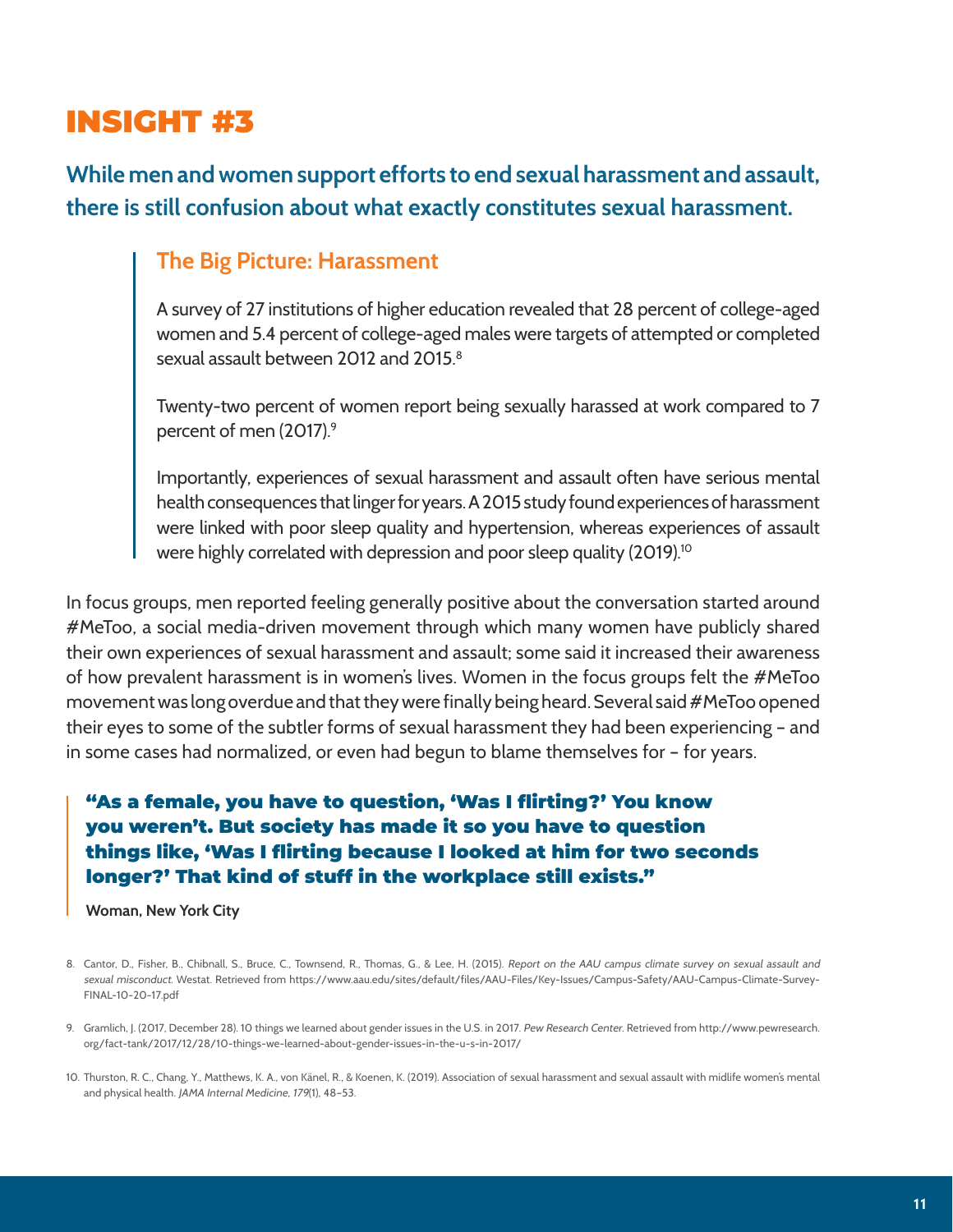# INSIGHT #3

## While men and women support efforts to end sexual harassment and assault, there is still confusion about what exactly constitutes sexual harassment.

### The Big Picture: Harassment

A survey of 27 institutions of higher education revealed that 28 percent of college-aged women and 5.4 percent of college-aged males were targets of attempted or completed sexual assault between 2012 and 2015.[8]

Twenty-two percent of women report being sexually harassed at work compared to 7 percent of men (2017).[9]

Importantly, experiences of sexual harassment and assault often have serious mental health consequences that linger for years. A 2015 study found experiences of harassment were linked with poor sleep quality and hypertension, whereas experiences of assault were highly correlated with depression and poor sleep quality (2019).[10]

In focus groups, men reported feeling generally positive about the conversation started around #MeToo, a social media-driven movement through which many women have publicly shared their own experiences of sexual harassment and assault; some said it increased their awareness of how prevalent harassment is in women's lives. Women in the focus groups felt the #MeToo movement was long overdue and that they were finally being heard. Several said #MeToo opened their eyes to some of the subtler forms of sexual harassment they had been experiencing – and in some cases had normalized, or even had begun to blame themselves for – for years.

> **"As a female, you have to question, 'Was I flirting?' You know you weren't. But society has made it so you have to question things like, 'Was I flirting because I looked at him for two seconds longer?' That kind of stuff in the workplace still exists."**
>
> **Woman, New York City**

8. Cantor, D., Fisher, B., Chibnall, S., Bruce, C., Townsend, R., Thomas, G., & Lee, H. (2015). *Report on the AAU campus climate survey on sexual assault and sexual misconduct.* Westat. Retrieved from https://www.aau.edu/sites/default/files/AAU-Files/Key-Issues/Campus-Safety/AAU-Campus-Climate-Survey-FINAL-10-20-17.pdf

9. Gramlich, J. (2017, December 28). 10 things we learned about gender issues in the U.S. in 2017. *Pew Research Center.* Retrieved from http://www.pewresearch.org/fact-tank/2017/12/28/10-things-we-learned-about-gender-issues-in-the-u-s-in-2017/

10. Thurston, R. C., Chang, Y., Matthews, K. A., von Känel, R., & Koenen, K. (2019). Association of sexual harassment and sexual assault with midlife women's mental and physical health. *JAMA Internal Medicine, 179*(1), 48–53.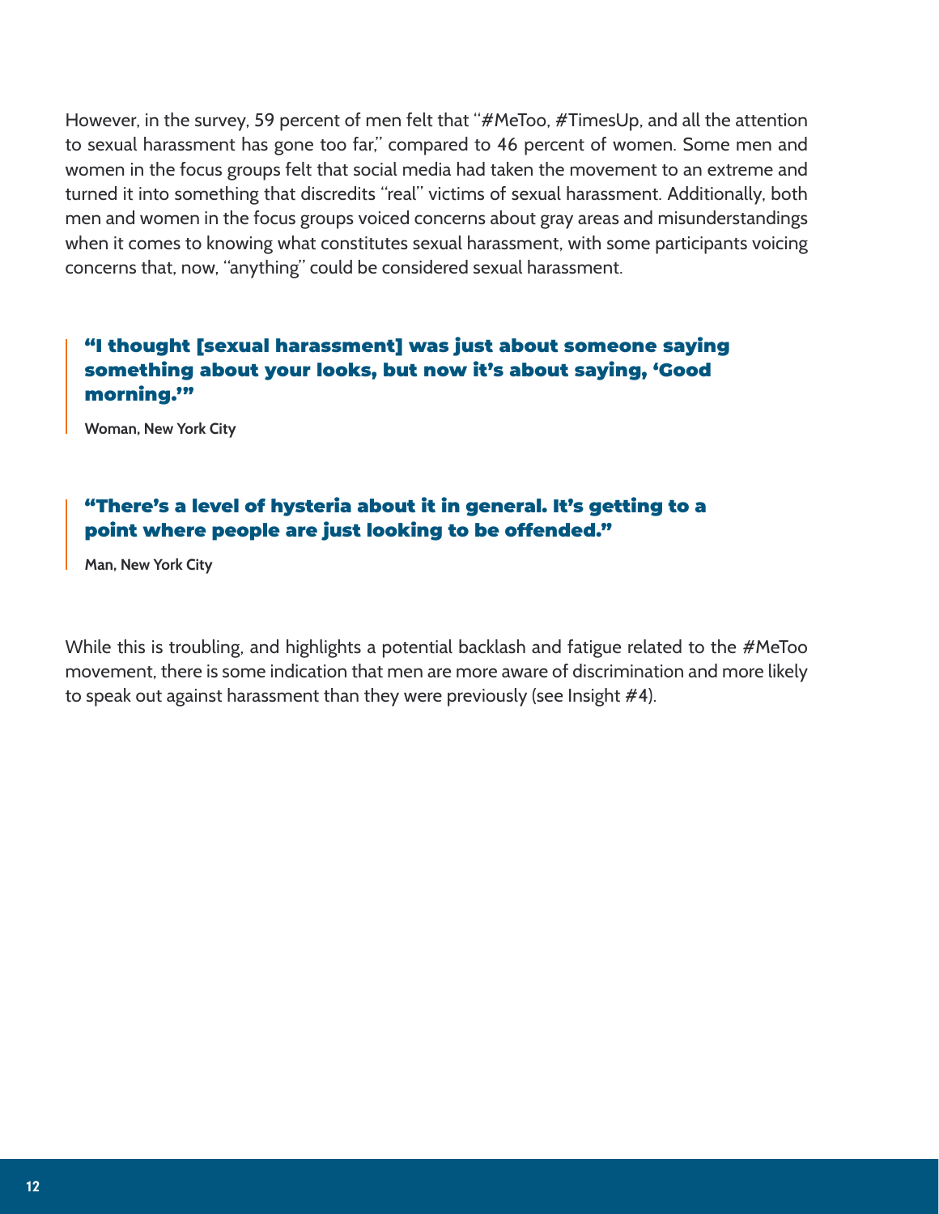However, in the survey, 59 percent of men felt that "#MeToo, #TimesUp, and all the attention to sexual harassment has gone too far," compared to 46 percent of women. Some men and women in the focus groups felt that social media had taken the movement to an extreme and turned it into something that discredits "real" victims of sexual harassment. Additionally, both men and women in the focus groups voiced concerns about gray areas and misunderstandings when it comes to knowing what constitutes sexual harassment, with some participants voicing concerns that, now, "anything" could be considered sexual harassment.

> **"I thought [sexual harassment] was just about someone saying something about your looks, but now it's about saying, 'Good morning.'"**
>
> **Woman, New York City**

> **"There's a level of hysteria about it in general. It's getting to a point where people are just looking to be offended."**
>
> **Man, New York City**

While this is troubling, and highlights a potential backlash and fatigue related to the #MeToo movement, there is some indication that men are more aware of discrimination and more likely to speak out against harassment than they were previously (see Insight #4).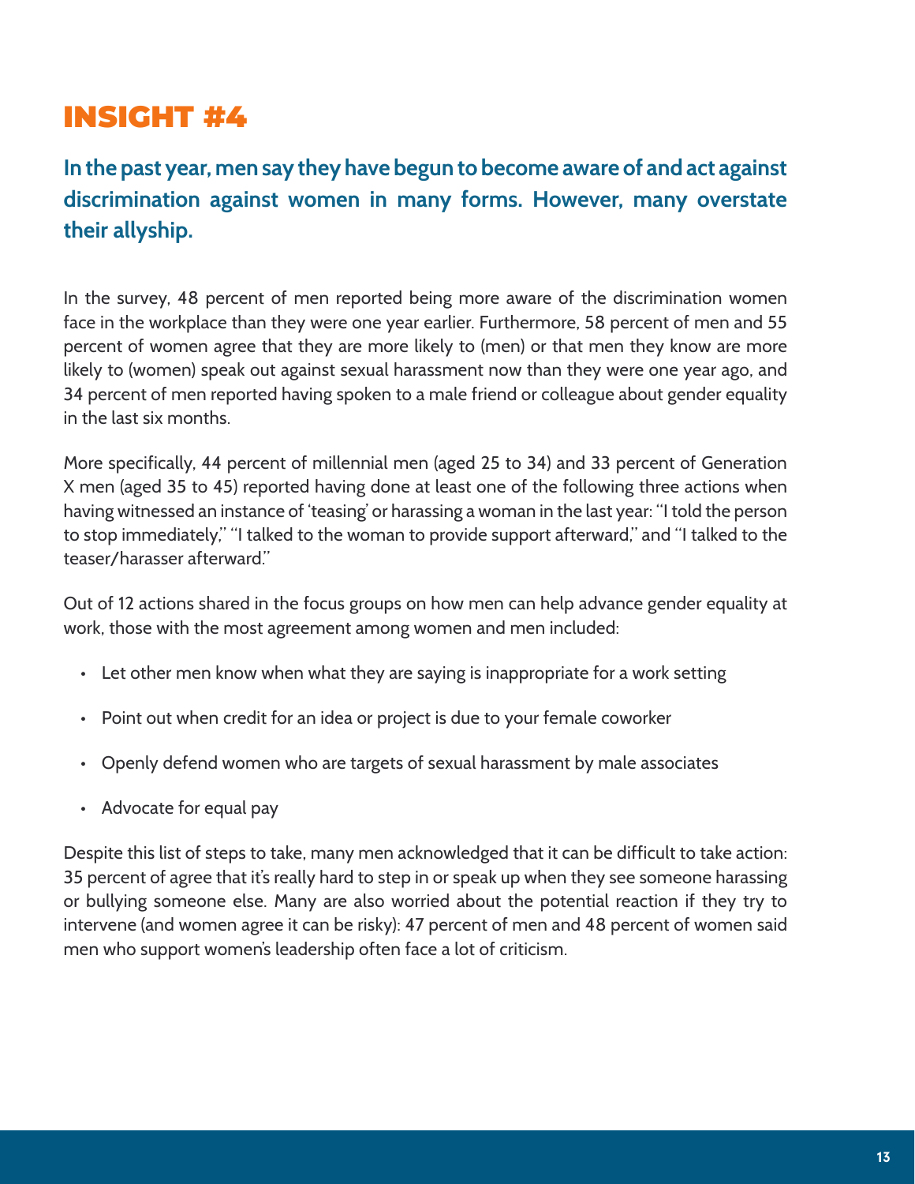# INSIGHT #4

**In the past year, men say they have begun to become aware of and act against discrimination against women in many forms. However, many overstate their allyship.**

In the survey, 48 percent of men reported being more aware of the discrimination women face in the workplace than they were one year earlier. Furthermore, 58 percent of men and 55 percent of women agree that they are more likely to (men) or that men they know are more likely to (women) speak out against sexual harassment now than they were one year ago, and 34 percent of men reported having spoken to a male friend or colleague about gender equality in the last six months.

More specifically, 44 percent of millennial men (aged 25 to 34) and 33 percent of Generation X men (aged 35 to 45) reported having done at least one of the following three actions when having witnessed an instance of 'teasing' or harassing a woman in the last year: "I told the person to stop immediately," "I talked to the woman to provide support afterward," and "I talked to the teaser/harasser afterward."

Out of 12 actions shared in the focus groups on how men can help advance gender equality at work, those with the most agreement among women and men included:

- Let other men know when what they are saying is inappropriate for a work setting
- Point out when credit for an idea or project is due to your female coworker
- Openly defend women who are targets of sexual harassment by male associates
- Advocate for equal pay

Despite this list of steps to take, many men acknowledged that it can be difficult to take action: 35 percent of agree that it's really hard to step in or speak up when they see someone harassing or bullying someone else. Many are also worried about the potential reaction if they try to intervene (and women agree it can be risky): 47 percent of men and 48 percent of women said men who support women's leadership often face a lot of criticism.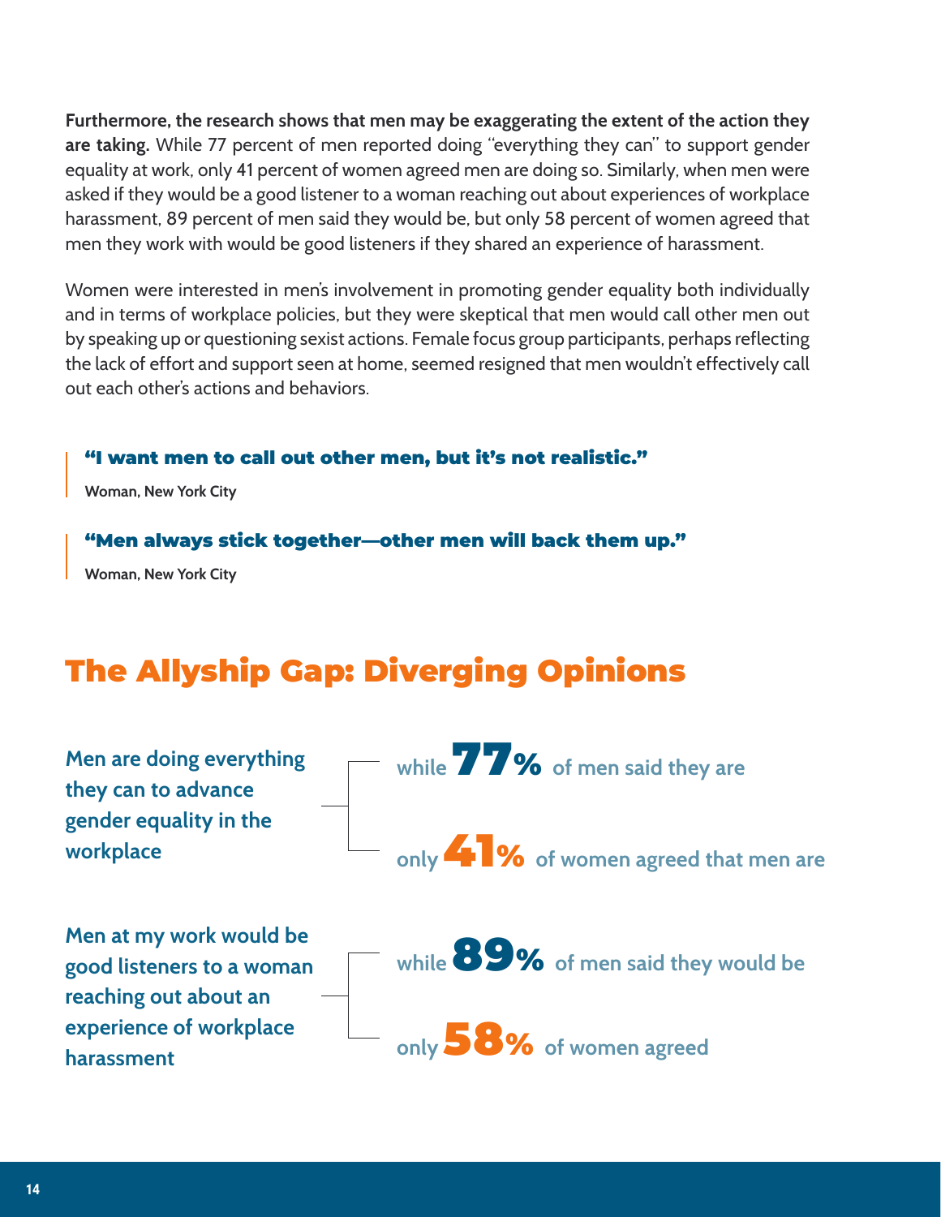**Furthermore, the research shows that men may be exaggerating the extent of the action they are taking.** While 77 percent of men reported doing "everything they can" to support gender equality at work, only 41 percent of women agreed men are doing so. Similarly, when men were asked if they would be a good listener to a woman reaching out about experiences of workplace harassment, 89 percent of men said they would be, but only 58 percent of women agreed that men they work with would be good listeners if they shared an experience of harassment.

Women were interested in men's involvement in promoting gender equality both individually and in terms of workplace policies, but they were skeptical that men would call other men out by speaking up or questioning sexist actions. Female focus group participants, perhaps reflecting the lack of effort and support seen at home, seemed resigned that men wouldn't effectively call out each other's actions and behaviors.

> **"I want men to call out other men, but it's not realistic."**
>
> **Woman, New York City**

> **"Men always stick together—other men will back them up."**
>
> **Woman, New York City**

## The Allyship Gap: Diverging Opinions

**Men are doing everything they can to advance gender equality in the workplace**

- while **77%** of men said they are
- only **41%** of women agreed that men are

**Men at my work would be good listeners to a woman reaching out about an experience of workplace harassment**

- while **89%** of men said they would be
- only **58%** of women agreed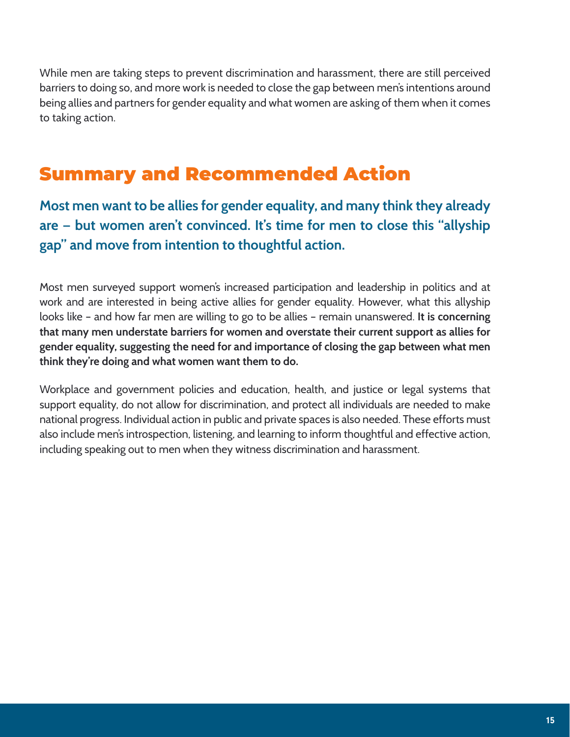While men are taking steps to prevent discrimination and harassment, there are still perceived barriers to doing so, and more work is needed to close the gap between men's intentions around being allies and partners for gender equality and what women are asking of them when it comes to taking action.

## Summary and Recommended Action

**Most men want to be allies for gender equality, and many think they already are – but women aren't convinced. It's time for men to close this "allyship gap" and move from intention to thoughtful action.**

Most men surveyed support women's increased participation and leadership in politics and at work and are interested in being active allies for gender equality. However, what this allyship looks like - and how far men are willing to go to be allies - remain unanswered. **It is concerning that many men understate barriers for women and overstate their current support as allies for gender equality, suggesting the need for and importance of closing the gap between what men think they're doing and what women want them to do.**

Workplace and government policies and education, health, and justice or legal systems that support equality, do not allow for discrimination, and protect all individuals are needed to make national progress. Individual action in public and private spaces is also needed. These efforts must also include men's introspection, listening, and learning to inform thoughtful and effective action, including speaking out to men when they witness discrimination and harassment.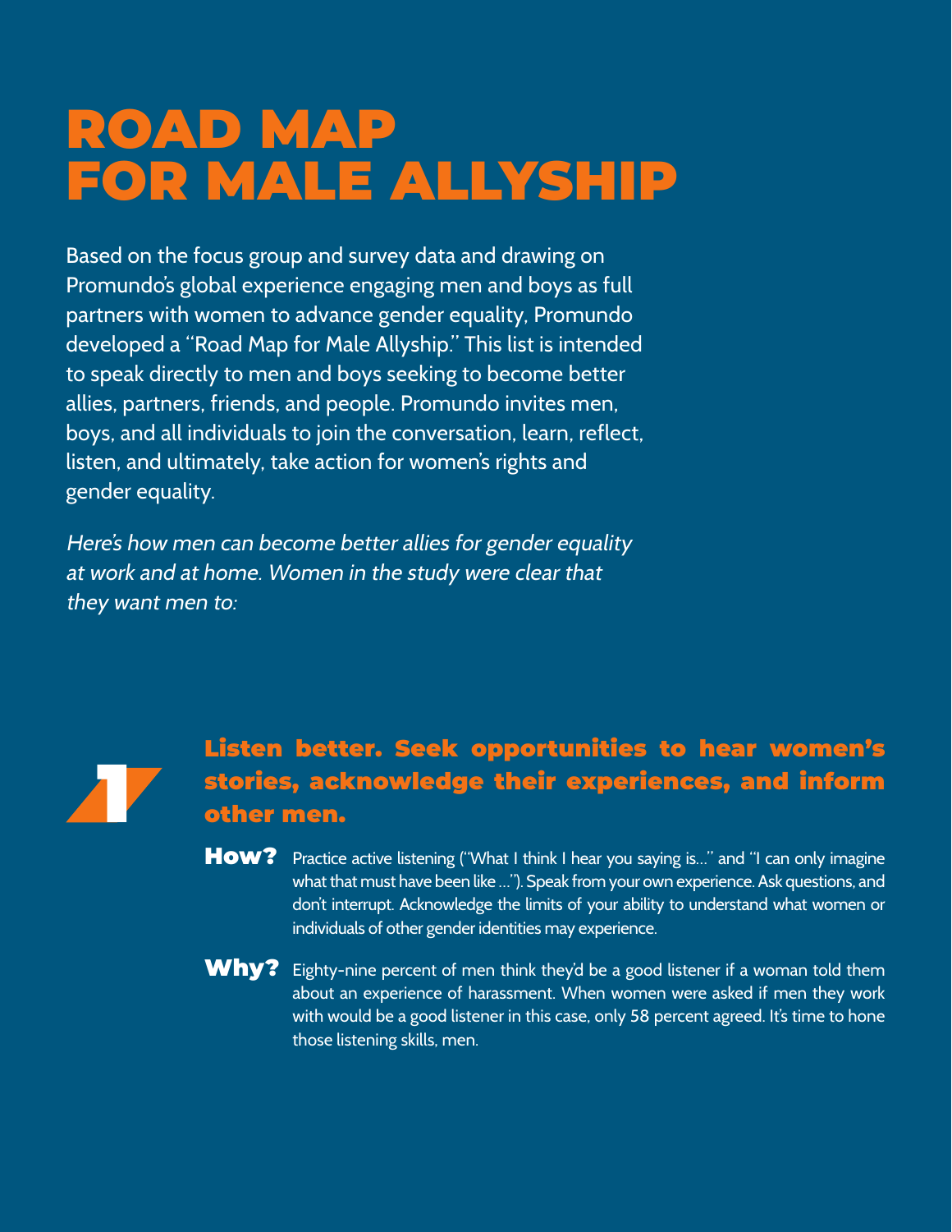# ROAD MAP FOR MALE ALLYSHIP

Based on the focus group and survey data and drawing on Promundo's global experience engaging men and boys as full partners with women to advance gender equality, Promundo developed a "Road Map for Male Allyship." This list is intended to speak directly to men and boys seeking to become better allies, partners, friends, and people. Promundo invites men, boys, and all individuals to join the conversation, learn, reflect, listen, and ultimately, take action for women's rights and gender equality.

*Here's how men can become better allies for gender equality at work and at home. Women in the study were clear that they want men to:*

## 1 Listen better. Seek opportunities to hear women's stories, acknowledge their experiences, and inform other men.

**How?** Practice active listening ("What I think I hear you saying is…" and "I can only imagine what that must have been like …"). Speak from your own experience. Ask questions, and don't interrupt. Acknowledge the limits of your ability to understand what women or individuals of other gender identities may experience.

**Why?** Eighty-nine percent of men think they'd be a good listener if a woman told them about an experience of harassment. When women were asked if men they work with would be a good listener in this case, only 58 percent agreed. It's time to hone those listening skills, men.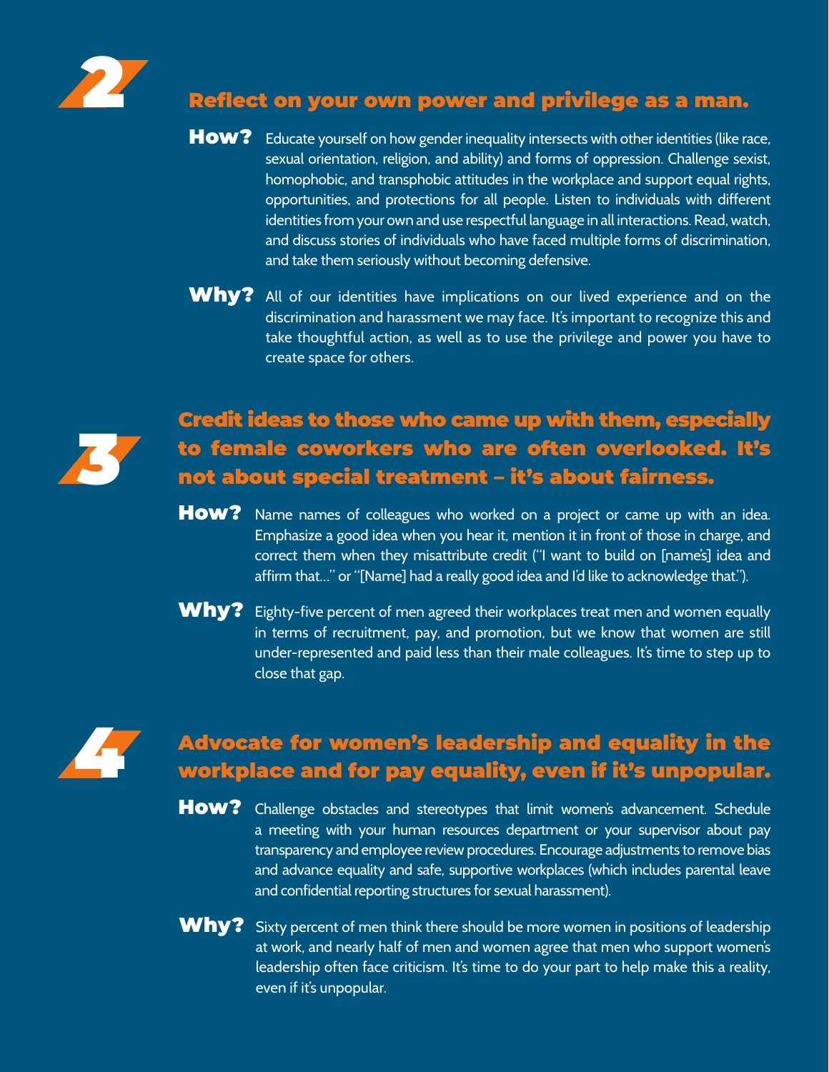## 2 Reflect on your own power and privilege as a man.

**How?** Educate yourself on how gender inequality intersects with other identities (like race, sexual orientation, religion, and ability) and forms of oppression. Challenge sexist, homophobic, and transphobic attitudes in the workplace and support equal rights, opportunities, and protections for all people. Listen to individuals with different identities from your own and use respectful language in all interactions. Read, watch, and discuss stories of individuals who have faced multiple forms of discrimination, and take them seriously without becoming defensive.

**Why?** All of our identities have implications on our lived experience and on the discrimination and harassment we may face. It's important to recognize this and take thoughtful action, as well as to use the privilege and power you have to create space for others.

## 3 Credit ideas to those who came up with them, especially to female coworkers who are often overlooked. It's not about special treatment – it's about fairness.

**How?** Name names of colleagues who worked on a project or came up with an idea. Emphasize a good idea when you hear it, mention it in front of those in charge, and correct them when they misattribute credit ("I want to build on [name's] idea and affirm that..." or "[Name] had a really good idea and I'd like to acknowledge that.").

**Why?** Eighty-five percent of men agreed their workplaces treat men and women equally in terms of recruitment, pay, and promotion, but we know that women are still under-represented and paid less than their male colleagues. It's time to step up to close that gap.

## 4 Advocate for women's leadership and equality in the workplace and for pay equality, even if it's unpopular.

**How?** Challenge obstacles and stereotypes that limit women's advancement. Schedule a meeting with your human resources department or your supervisor about pay transparency and employee review procedures. Encourage adjustments to remove bias and advance equality and safe, supportive workplaces (which includes parental leave and confidential reporting structures for sexual harassment).

**Why?** Sixty percent of men think there should be more women in positions of leadership at work, and nearly half of men and women agree that men who support women's leadership often face criticism. It's time to do your part to help make this a reality, even if it's unpopular.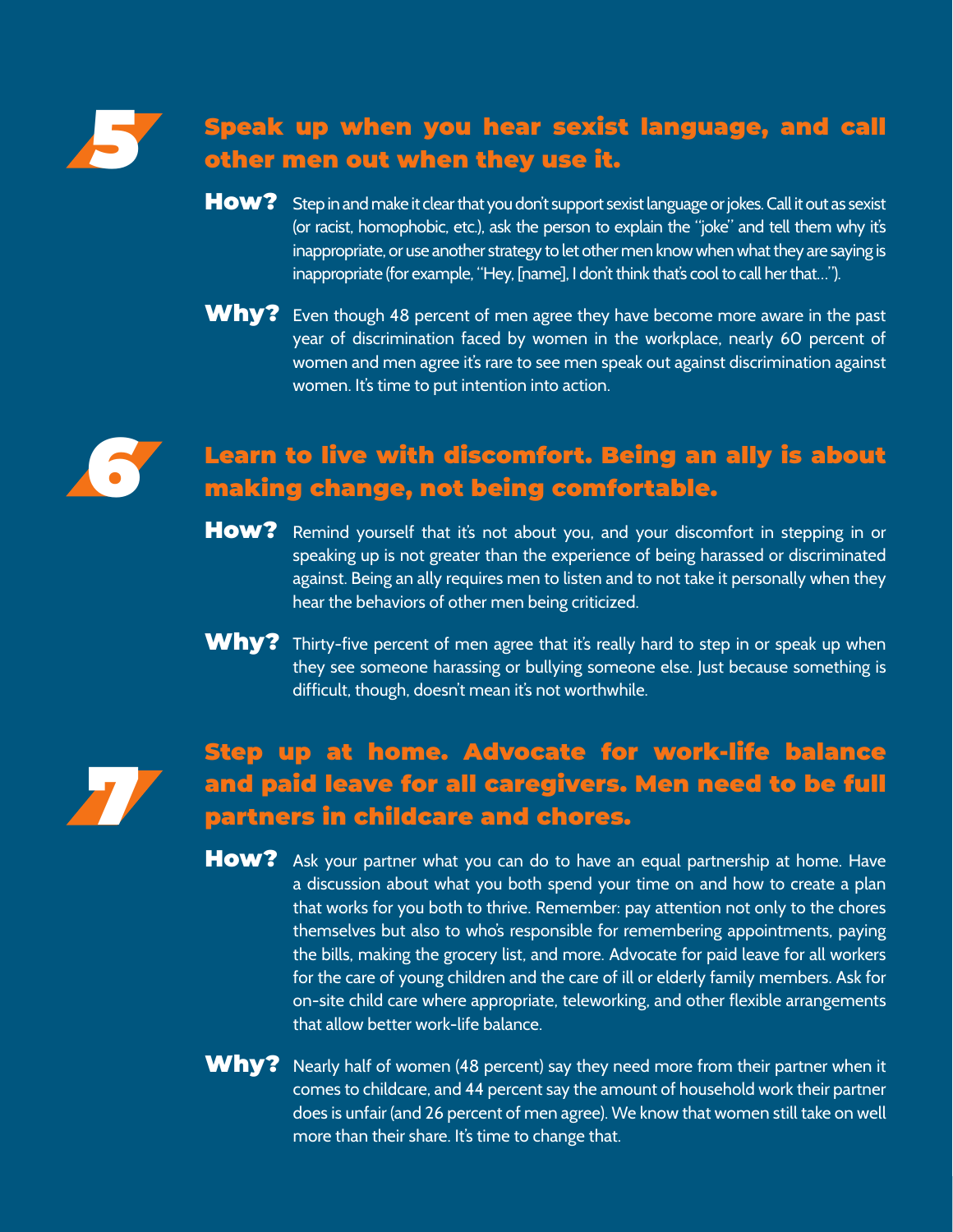## 5 Speak up when you hear sexist language, and call other men out when they use it.

**How?** Step in and make it clear that you don't support sexist language or jokes. Call it out as sexist (or racist, homophobic, etc.), ask the person to explain the "joke" and tell them why it's inappropriate, or use another strategy to let other men know when what they are saying is inappropriate (for example, "Hey, [name], I don't think that's cool to call her that…").

**Why?** Even though 48 percent of men agree they have become more aware in the past year of discrimination faced by women in the workplace, nearly 60 percent of women and men agree it's rare to see men speak out against discrimination against women. It's time to put intention into action.

## 6 Learn to live with discomfort. Being an ally is about making change, not being comfortable.

**How?** Remind yourself that it's not about you, and your discomfort in stepping in or speaking up is not greater than the experience of being harassed or discriminated against. Being an ally requires men to listen and to not take it personally when they hear the behaviors of other men being criticized.

**Why?** Thirty-five percent of men agree that it's really hard to step in or speak up when they see someone harassing or bullying someone else. Just because something is difficult, though, doesn't mean it's not worthwhile.

## 7 Step up at home. Advocate for work-life balance and paid leave for all caregivers. Men need to be full partners in childcare and chores.

**How?** Ask your partner what you can do to have an equal partnership at home. Have a discussion about what you both spend your time on and how to create a plan that works for you both to thrive. Remember: pay attention not only to the chores themselves but also to who's responsible for remembering appointments, paying the bills, making the grocery list, and more. Advocate for paid leave for all workers for the care of young children and the care of ill or elderly family members. Ask for on-site child care where appropriate, teleworking, and other flexible arrangements that allow better work-life balance.

**Why?** Nearly half of women (48 percent) say they need more from their partner when it comes to childcare, and 44 percent say the amount of household work their partner does is unfair (and 26 percent of men agree). We know that women still take on well more than their share. It's time to change that.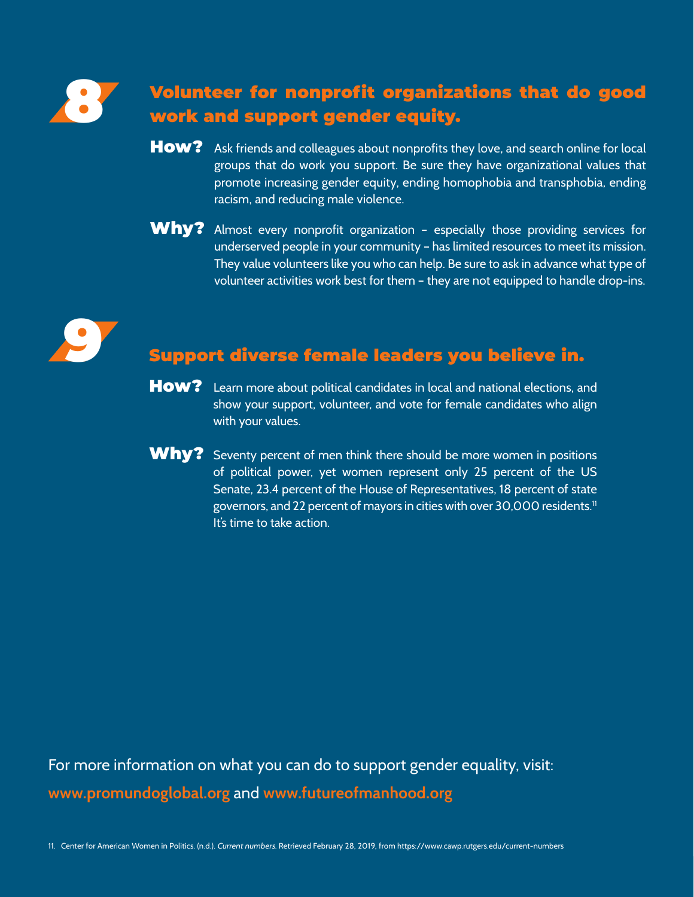## 8 Volunteer for nonprofit organizations that do good work and support gender equity.

**How?** Ask friends and colleagues about nonprofits they love, and search online for local groups that do work you support. Be sure they have organizational values that promote increasing gender equity, ending homophobia and transphobia, ending racism, and reducing male violence.

**Why?** Almost every nonprofit organization – especially those providing services for underserved people in your community – has limited resources to meet its mission. They value volunteers like you who can help. Be sure to ask in advance what type of volunteer activities work best for them – they are not equipped to handle drop-ins.

## 9 Support diverse female leaders you believe in.

**How?** Learn more about political candidates in local and national elections, and show your support, volunteer, and vote for female candidates who align with your values.

**Why?** Seventy percent of men think there should be more women in positions of political power, yet women represent only 25 percent of the US Senate, 23.4 percent of the House of Representatives, 18 percent of state governors, and 22 percent of mayors in cities with over 30,000 residents.[11] It's time to take action.

For more information on what you can do to support gender equality, visit:
**www.promundoglobal.org** and **www.futureofmanhood.org**

11. Center for American Women in Politics. (n.d.). *Current numbers.* Retrieved February 28, 2019, from https://www.cawp.rutgers.edu/current-numbers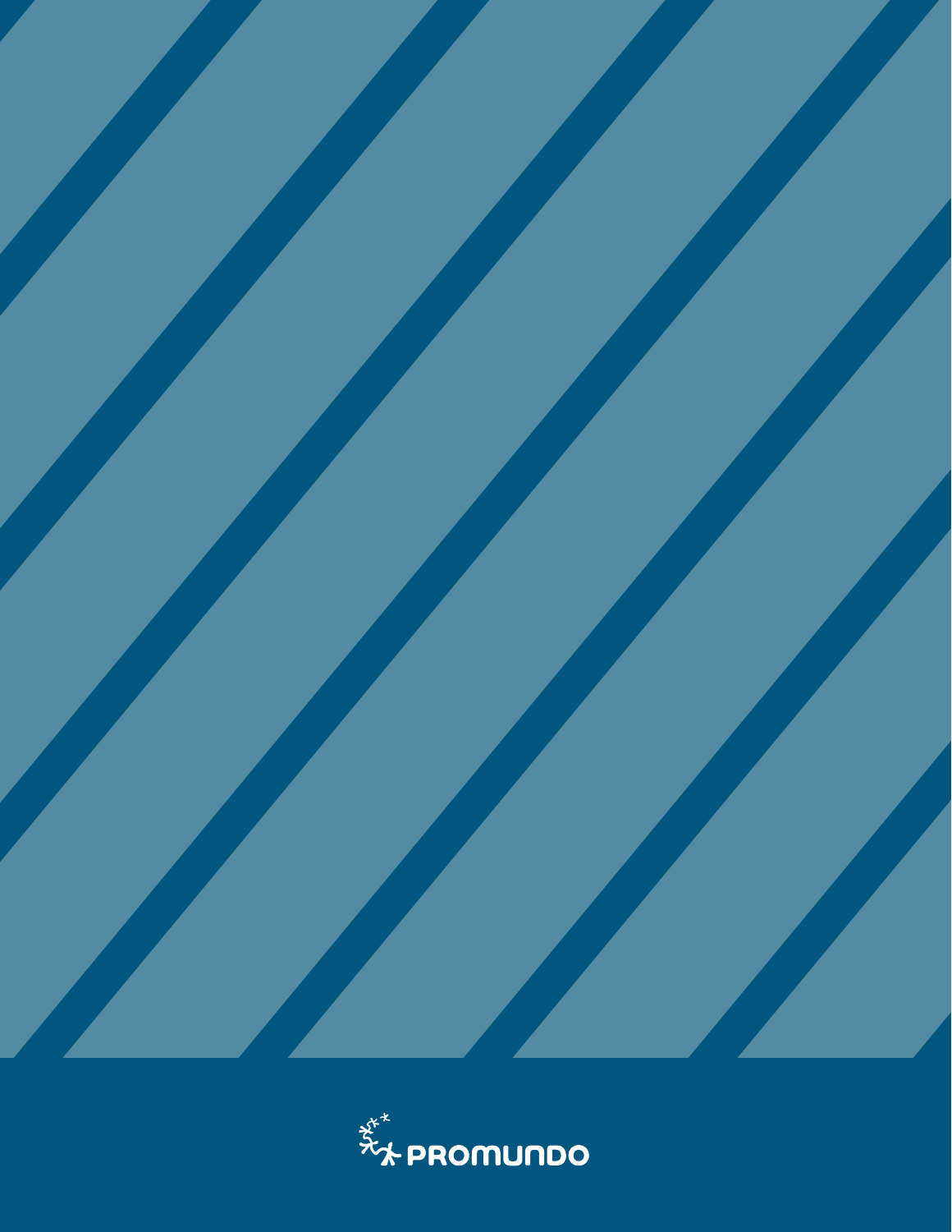PROMUNDO